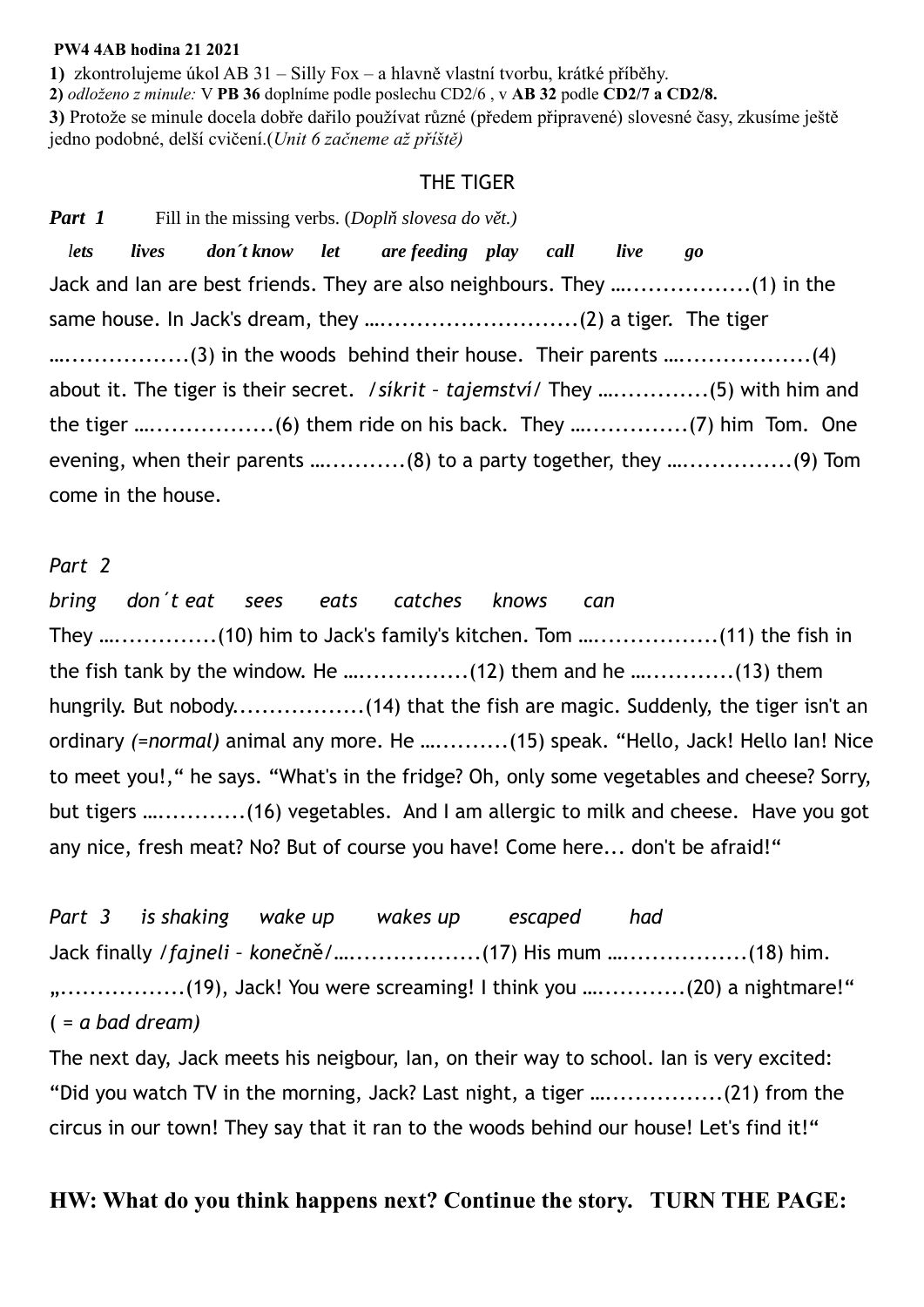**PW4 4AB hodina 21 2021**

**1)** zkontrolujeme úkol AB 31 – Silly Fox – a hlavně vlastní tvorbu, krátké příběhy.

**2)** *odloženo z minule:* V **PB 36** doplníme podle poslechu CD2/6 , v **AB 32** podle **CD2/7 a CD2/8.**

**3)** Protože se minule docela dobře dařilo používat různé (předem připravené) slovesné časy, zkusíme ještě jedno podobné, delší cvičení.(*Unit 6 začneme až příště)*

## THE TIGER

***Part 1*** Fill in the missing verbs. (*Doplň slovesa do vět.)*

***lets lives don´t know let are feeding play call live go***

Jack and Ian are best friends. They are also neighbours. They …................(1) in the same house. In Jack's dream, they …..........................(2) a tiger. The tiger ….................(3) in the woods behind their house. Their parents …..................(4) about it. The tiger is their secret. /*síkrit – tajemství*/ They …............(5) with him and the tiger …................(6) them ride on his back. They …..............(7) him Tom. One evening, when their parents …..........(8) to a party together, they …...............(9) Tom come in the house.

*Part 2*

*bring don´t eat sees eats catches knows can*

They …............(10) him to Jack's family's kitchen. Tom ….................(11) the fish in the fish tank by the window. He …..............(12) them and he …...........(13) them hungrily. But nobody.................(14) that the fish are magic. Suddenly, the tiger isn't an ordinary *(=normal)* animal any more. He …..........(15) speak. "Hello, Jack! Hello Ian! Nice to meet you!," he says. "What's in the fridge? Oh, only some vegetables and cheese? Sorry, but tigers …............(16) vegetables. And I am allergic to milk and cheese. Have you got any nice, fresh meat? No? But of course you have! Come here... don't be afraid!"

*Part 3 is shaking wake up wakes up escaped had*

Jack finally /*fajneli – konečně*/…..................(17) His mum …................(18) him. „................(19), Jack! You were screaming! I think you …...........(20) a nightmare!" *( = a bad dream)*

The next day, Jack meets his neigbour, Ian, on their way to school. Ian is very excited: "Did you watch TV in the morning, Jack? Last night, a tiger …................(21) from the circus in our town! They say that it ran to the woods behind our house! Let's find it!"

**HW: What do you think happens next? Continue the story. TURN THE PAGE:**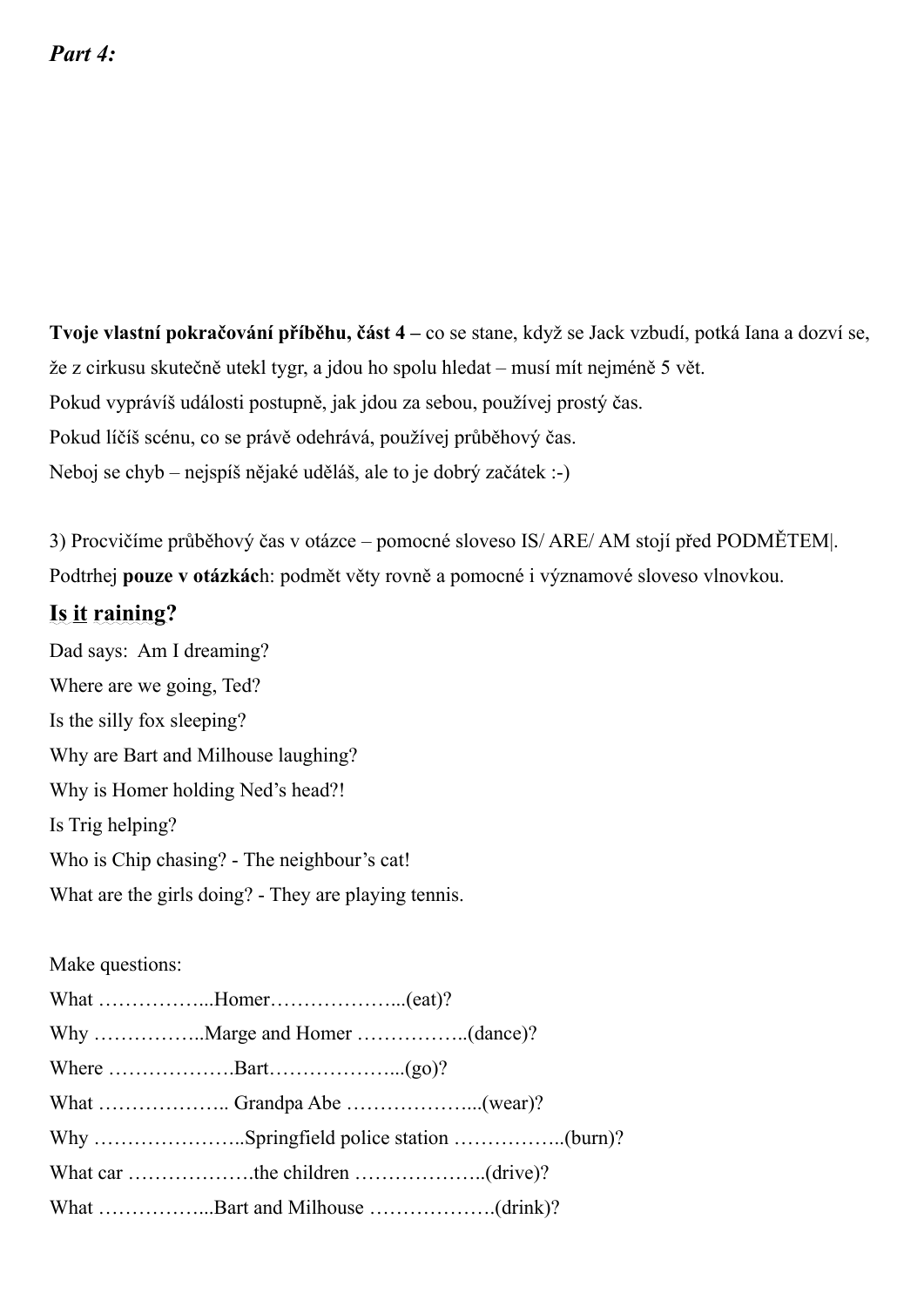***Part 4:***

**Tvoje vlastní pokračování příběhu, část 4 –** co se stane, když se Jack vzbudí, potká Iana a dozví se, že z cirkusu skutečně utekl tygr, a jdou ho spolu hledat – musí mít nejméně 5 vět.

Pokud vyprávíš události postupně, jak jdou za sebou, používej prostý čas.

Pokud líčíš scénu, co se právě odehrává, používej průběhový čas.

Neboj se chyb – nejspíš nějaké uděláš, ale to je dobrý začátek :-)

3) Procvičíme průběhový čas v otázce – pomocné sloveso IS/ ARE/ AM stojí před PODMĚTEM|.

Podtrhej **pouze v otázkách**: podmět věty rovně a pomocné i významové sloveso vlnovkou.

## Is it raining?

Dad says: Am I dreaming?

Where are we going, Ted?

Is the silly fox sleeping?

Why are Bart and Milhouse laughing?

Why is Homer holding Ned's head?!

Is Trig helping?

Who is Chip chasing? - The neighbour's cat!

What are the girls doing? - They are playing tennis.

Make questions:

What ……………...Homer………………...(eat)?

Why ……………..Marge and Homer ……………..(dance)?

Where ……………….Bart………………...(go)?

What ……………….. Grandpa Abe ………………...(wear)?

Why …………………..Springfield police station ……………..(burn)?

What car ……………….the children ………………..(drive)?

What ……………...Bart and Milhouse ……………….(drink)?